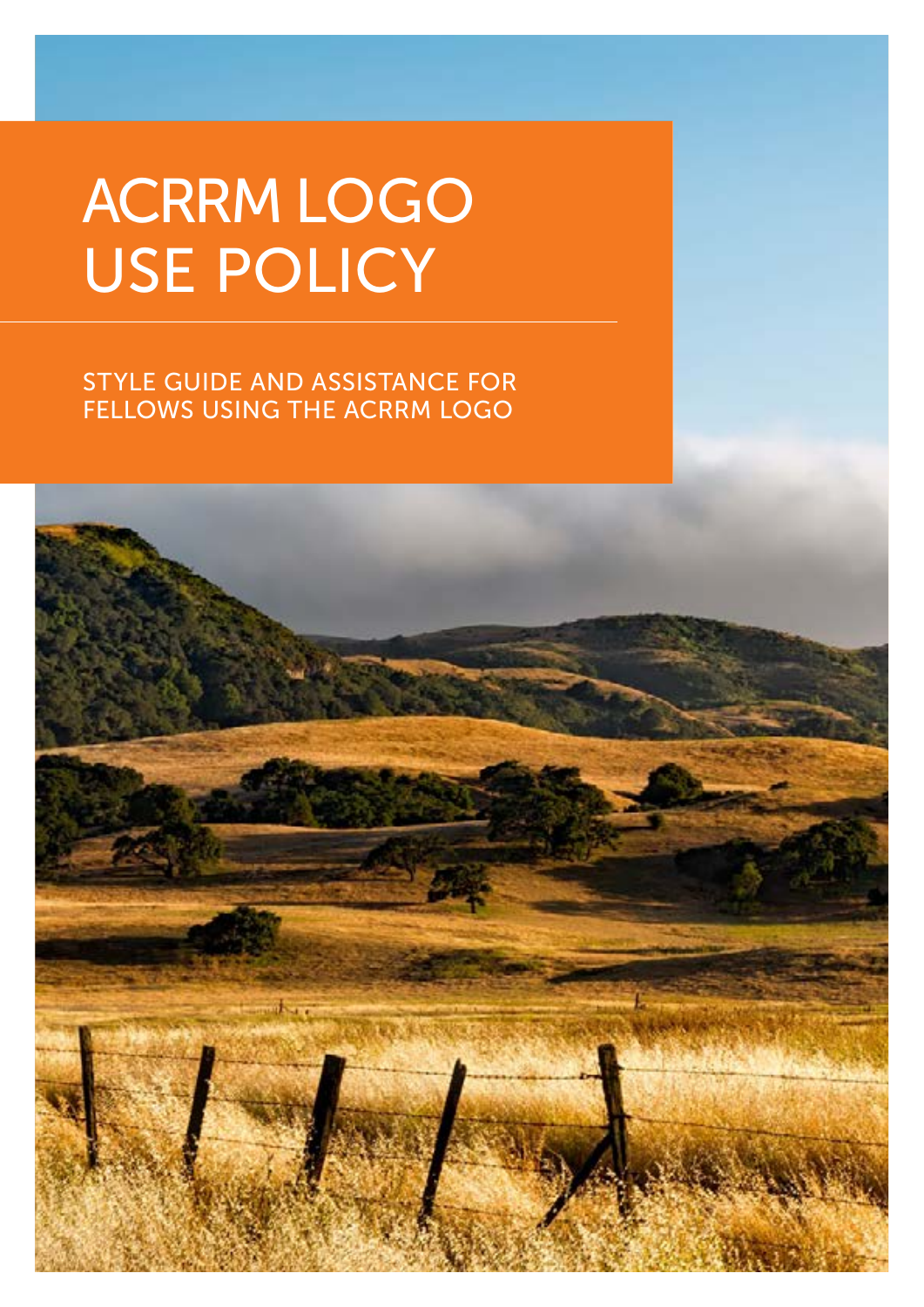# ACRRM LOGO USE POLICY

## STYLE GUIDE AND ASSISTANCE FOR FELLOWS USING THE ACRRM LOGO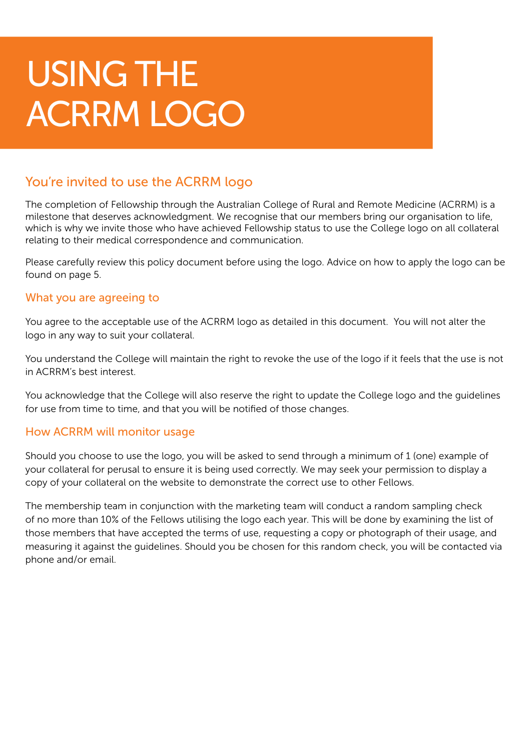# USING THE ACRRM LOGO

## You're invited to use the ACRRM logo

The completion of Fellowship through the Australian College of Rural and Remote Medicine (ACRRM) is a milestone that deserves acknowledgment. We recognise that our members bring our organisation to life, which is why we invite those who have achieved Fellowship status to use the College logo on all collateral relating to their medical correspondence and communication.

Please carefully review this policy document before using the logo. Advice on how to apply the logo can be found on page 5.

### What you are agreeing to

You agree to the acceptable use of the ACRRM logo as detailed in this document.  You will not alter the logo in any way to suit your collateral.

You understand the College will maintain the right to revoke the use of the logo if it feels that the use is not in ACRRM's best interest.

You acknowledge that the College will also reserve the right to update the College logo and the guidelines for use from time to time, and that you will be notified of those changes.

### How ACRRM will monitor usage

Should you choose to use the logo, you will be asked to send through a minimum of 1 (one) example of your collateral for perusal to ensure it is being used correctly. We may seek your permission to display a copy of your collateral on the website to demonstrate the correct use to other Fellows.

The membership team in conjunction with the marketing team will conduct a random sampling check of no more than 10% of the Fellows utilising the logo each year. This will be done by examining the list of those members that have accepted the terms of use, requesting a copy or photograph of their usage, and measuring it against the guidelines. Should you be chosen for this random check, you will be contacted via phone and/or email.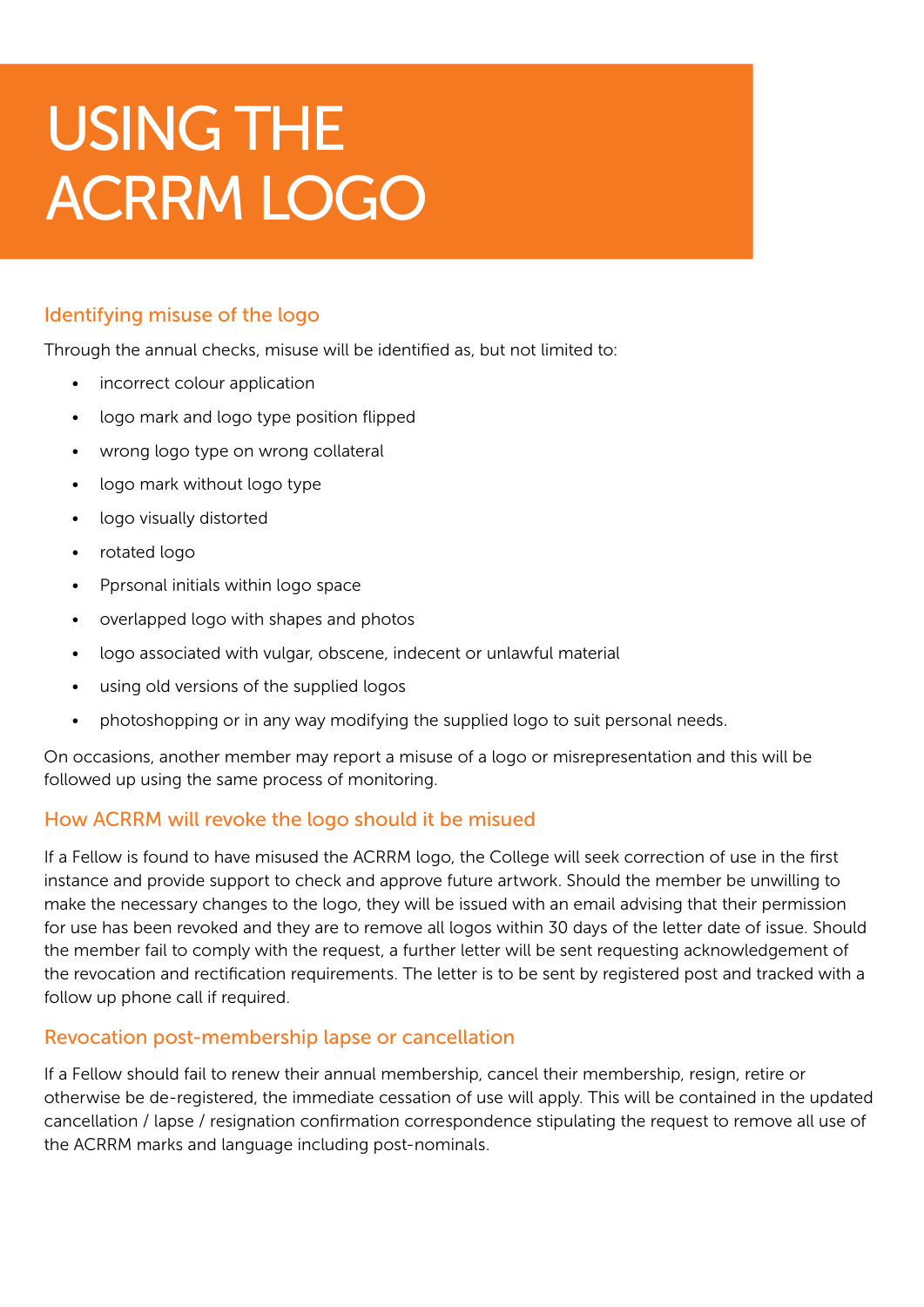# USING THE ACRRM LOGO

## Identifying misuse of the logo

Through the annual checks, misuse will be identified as, but not limited to:

- incorrect colour application
- logo mark and logo type position flipped
- wrong logo type on wrong collateral
- logo mark without logo type
- logo visually distorted
- rotated logo
- Pprsonal initials within logo space
- overlapped logo with shapes and photos
- logo associated with vulgar, obscene, indecent or unlawful material
- using old versions of the supplied logos
- photoshopping or in any way modifying the supplied logo to suit personal needs.

On occasions, another member may report a misuse of a logo or misrepresentation and this will be followed up using the same process of monitoring.

## How ACRRM will revoke the logo should it be misued

If a Fellow is found to have misused the ACRRM logo, the College will seek correction of use in the first instance and provide support to check and approve future artwork. Should the member be unwilling to make the necessary changes to the logo, they will be issued with an email advising that their permission for use has been revoked and they are to remove all logos within 30 days of the letter date of issue. Should the member fail to comply with the request, a further letter will be sent requesting acknowledgement of the revocation and rectification requirements. The letter is to be sent by registered post and tracked with a follow up phone call if required.

## Revocation post-membership lapse or cancellation

If a Fellow should fail to renew their annual membership, cancel their membership, resign, retire or otherwise be de-registered, the immediate cessation of use will apply. This will be contained in the updated cancellation / lapse / resignation confirmation correspondence stipulating the request to remove all use of the ACRRM marks and language including post-nominals.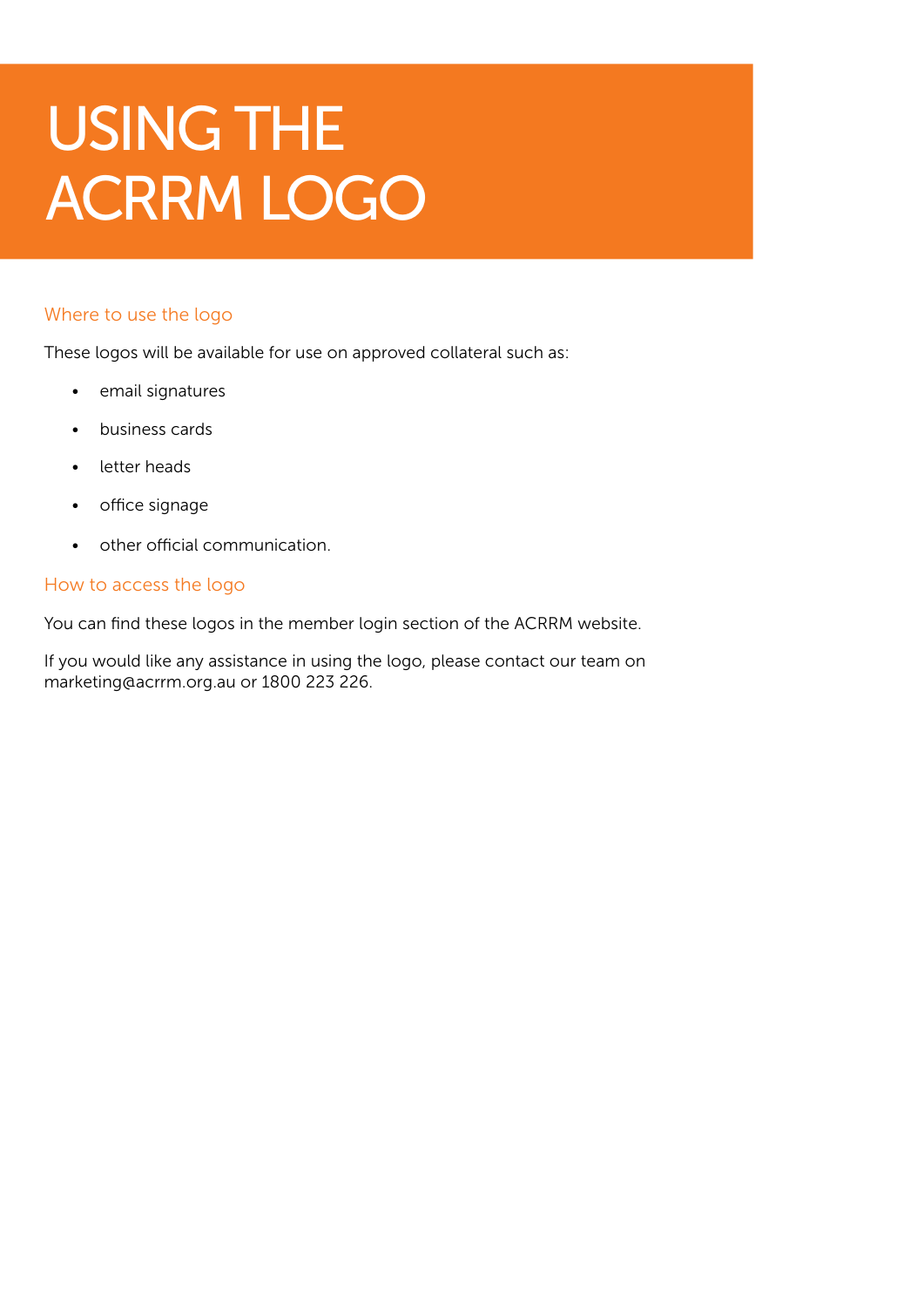# USING THE ACRRM LOGO

## Where to use the logo

These logos will be available for use on approved collateral such as:

- email signatures
- business cards
- letter heads
- office signage
- other official communication.

## How to access the logo

You can find these logos in the member login section of the ACRRM website.

If you would like any assistance in using the logo, please contact our team on marketing@acrrm.org.au or 1800 223 226.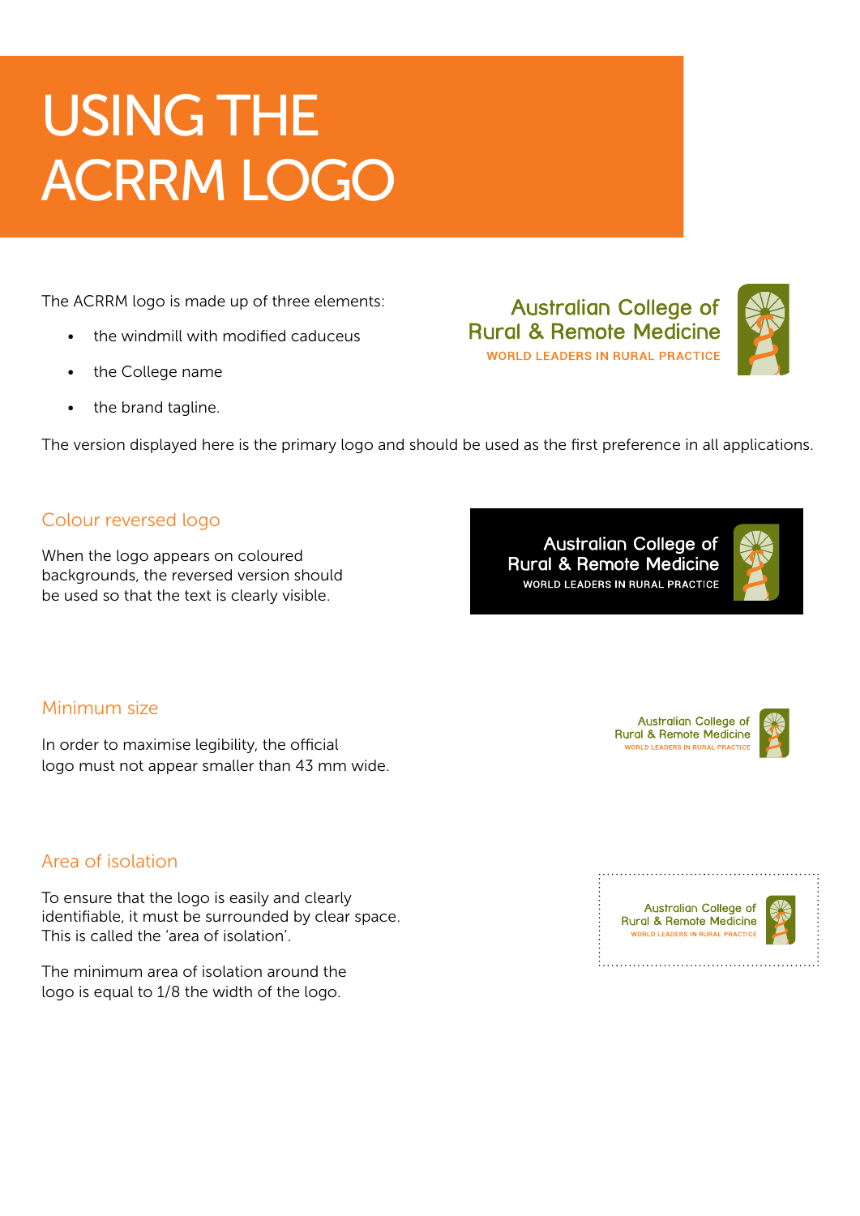# USING THE ACRRM LOGO

The ACRRM logo is made up of three elements:

- the windmill with modified caduceus
- the College name
- the brand tagline.

Australian College of
Rural & Remote Medicine
WORLD LEADERS IN RURAL PRACTICE

The version displayed here is the primary logo and should be used as the first preference in all applications.

## Colour reversed logo

When the logo appears on coloured backgrounds, the reversed version should be used so that the text is clearly visible.

Australian College of
Rural & Remote Medicine
WORLD LEADERS IN RURAL PRACTICE

## Minimum size

In order to maximise legibility, the official logo must not appear smaller than 43 mm wide.

Australian College of
Rural & Remote Medicine
WORLD LEADERS IN RURAL PRACTICE

## Area of isolation

To ensure that the logo is easily and clearly identifiable, it must be surrounded by clear space. This is called the 'area of isolation'.

The minimum area of isolation around the logo is equal to 1/8 the width of the logo.

Australian College of
Rural & Remote Medicine
WORLD LEADERS IN RURAL PRACTICE